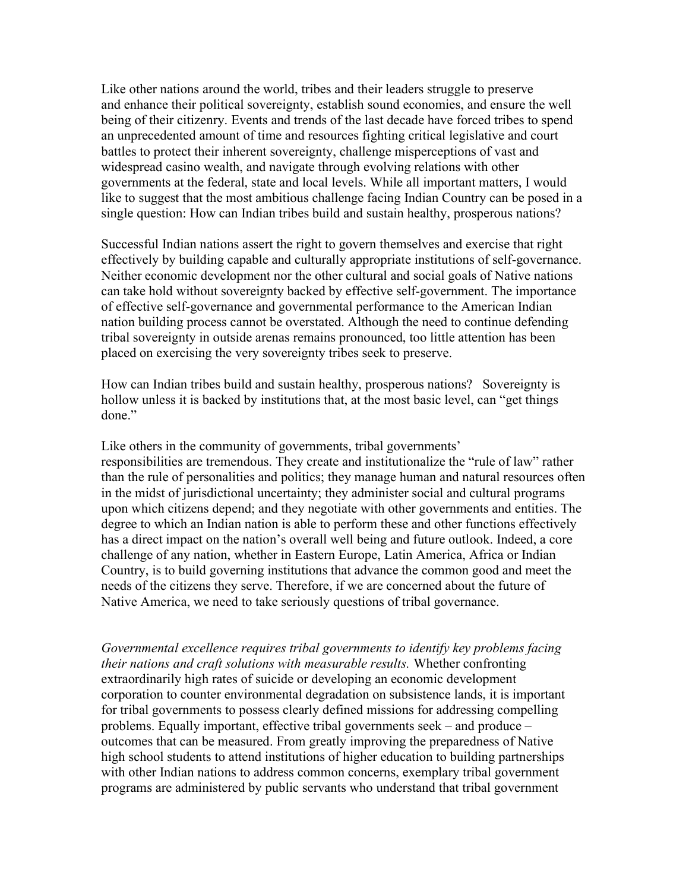Like other nations around the world, tribes and their leaders struggle to preserve and enhance their political sovereignty, establish sound economies, and ensure the well being of their citizenry. Events and trends of the last decade have forced tribes to spend an unprecedented amount of time and resources fighting critical legislative and court battles to protect their inherent sovereignty, challenge misperceptions of vast and widespread casino wealth, and navigate through evolving relations with other governments at the federal, state and local levels. While all important matters, I would like to suggest that the most ambitious challenge facing Indian Country can be posed in a single question: How can Indian tribes build and sustain healthy, prosperous nations?

Successful Indian nations assert the right to govern themselves and exercise that right effectively by building capable and culturally appropriate institutions of self-governance. Neither economic development nor the other cultural and social goals of Native nations can take hold without sovereignty backed by effective self-government. The importance of effective self-governance and governmental performance to the American Indian nation building process cannot be overstated. Although the need to continue defending tribal sovereignty in outside arenas remains pronounced, too little attention has been placed on exercising the very sovereignty tribes seek to preserve.

How can Indian tribes build and sustain healthy, prosperous nations? Sovereignty is hollow unless it is backed by institutions that, at the most basic level, can "get things done."

Like others in the community of governments, tribal governments' responsibilities are tremendous. They create and institutionalize the "rule of law" rather than the rule of personalities and politics; they manage human and natural resources often in the midst of jurisdictional uncertainty; they administer social and cultural programs upon which citizens depend; and they negotiate with other governments and entities. The degree to which an Indian nation is able to perform these and other functions effectively has a direct impact on the nation's overall well being and future outlook. Indeed, a core challenge of any nation, whether in Eastern Europe, Latin America, Africa or Indian Country, is to build governing institutions that advance the common good and meet the needs of the citizens they serve. Therefore, if we are concerned about the future of Native America, we need to take seriously questions of tribal governance.

*Governmental excellence requires tribal governments to identify key problems facing their nations and craft solutions with measurable results.* Whether confronting extraordinarily high rates of suicide or developing an economic development corporation to counter environmental degradation on subsistence lands, it is important for tribal governments to possess clearly defined missions for addressing compelling problems. Equally important, effective tribal governments seek – and produce – outcomes that can be measured. From greatly improving the preparedness of Native high school students to attend institutions of higher education to building partnerships with other Indian nations to address common concerns, exemplary tribal government programs are administered by public servants who understand that tribal government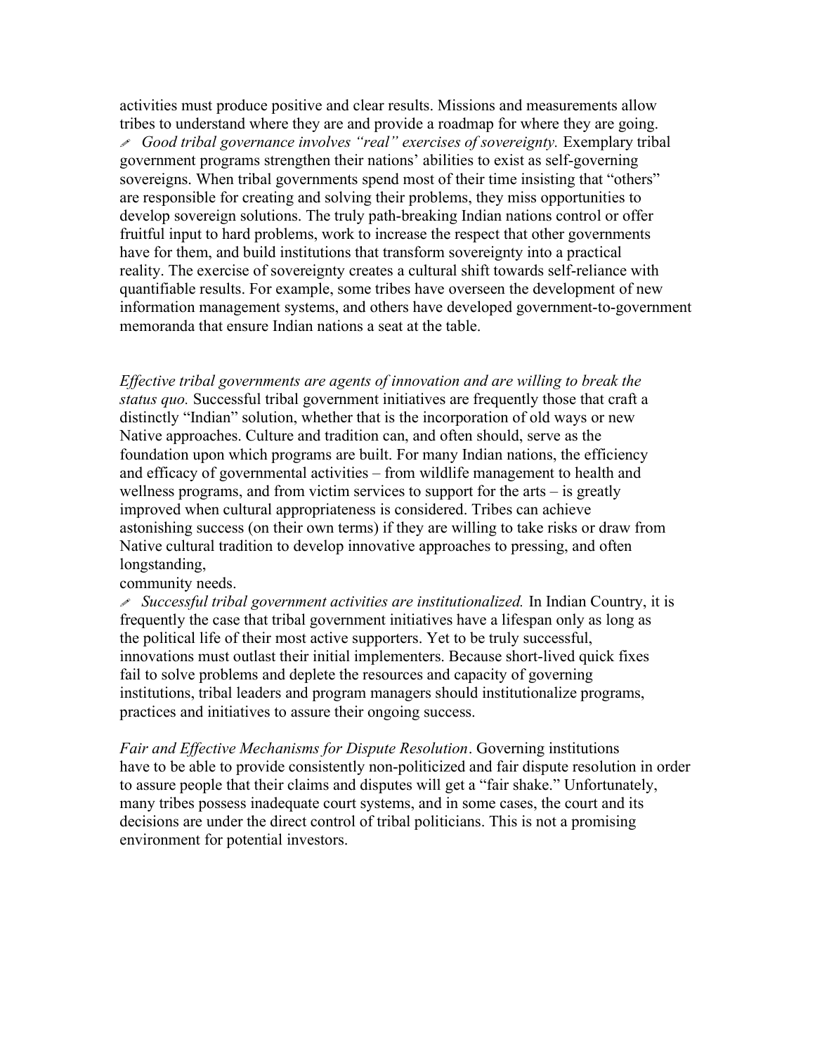activities must produce positive and clear results. Missions and measurements allow tribes to understand where they are and provide a roadmap for where they are going.

- *Good tribal governance involves "real" exercises of sovereignty.* Exemplary tribal government programs strengthen their nations' abilities to exist as self-governing sovereigns. When tribal governments spend most of their time insisting that "others" are responsible for creating and solving their problems, they miss opportunities to develop sovereign solutions. The truly path-breaking Indian nations control or offer fruitful input to hard problems, work to increase the respect that other governments have for them, and build institutions that transform sovereignty into a practical reality. The exercise of sovereignty creates a cultural shift towards self-reliance with quantifiable results. For example, some tribes have overseen the development of new information management systems, and others have developed government-to-government memoranda that ensure Indian nations a seat at the table.

*Effective tribal governments are agents of innovation and are willing to break the status quo.* Successful tribal government initiatives are frequently those that craft a distinctly "Indian" solution, whether that is the incorporation of old ways or new Native approaches. Culture and tradition can, and often should, serve as the foundation upon which programs are built. For many Indian nations, the efficiency and efficacy of governmental activities – from wildlife management to health and wellness programs, and from victim services to support for the arts – is greatly improved when cultural appropriateness is considered. Tribes can achieve astonishing success (on their own terms) if they are willing to take risks or draw from Native cultural tradition to develop innovative approaches to pressing, and often longstanding, community needs.

- *Successful tribal government activities are institutionalized.* In Indian Country, it is frequently the case that tribal government initiatives have a lifespan only as long as the political life of their most active supporters. Yet to be truly successful, innovations must outlast their initial implementers. Because short-lived quick fixes fail to solve problems and deplete the resources and capacity of governing institutions, tribal leaders and program managers should institutionalize programs, practices and initiatives to assure their ongoing success.

*Fair and Effective Mechanisms for Dispute Resolution*. Governing institutions have to be able to provide consistently non-politicized and fair dispute resolution in order to assure people that their claims and disputes will get a "fair shake." Unfortunately, many tribes possess inadequate court systems, and in some cases, the court and its decisions are under the direct control of tribal politicians. This is not a promising environment for potential investors.